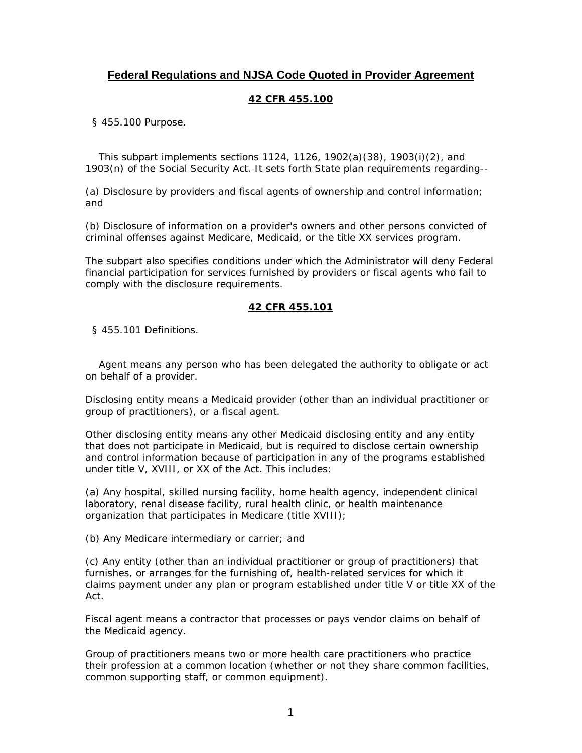# Federal Regulations and NJSA Code Quoted in Provider Agreement

## 42 CFR 455.100

§ 455.100 Purpose.

This subpart implements sections 1124, 1126, 1902(a)(38), 1903(i)(2), and 1903(n) of the Social Security Act. It sets forth State plan requirements regarding--

(a) Disclosure by providers and fiscal agents of ownership and control information; and

(b) Disclosure of information on a provider's owners and other persons convicted of criminal offenses against Medicare, Medicaid, or the title XX services program.

The subpart also specifies conditions under which the Administrator will deny Federal financial participation for services furnished by providers or fiscal agents who fail to comply with the disclosure requirements.

## 42 CFR 455.101

§ 455.101 Definitions.

Agent means any person who has been delegated the authority to obligate or act on behalf of a provider.

Disclosing entity means a Medicaid provider (other than an individual practitioner or group of practitioners), or a fiscal agent.

Other disclosing entity means any other Medicaid disclosing entity and any entity that does not participate in Medicaid, but is required to disclose certain ownership and control information because of participation in any of the programs established under title V, XVIII, or XX of the Act. This includes:

(a) Any hospital, skilled nursing facility, home health agency, independent clinical laboratory, renal disease facility, rural health clinic, or health maintenance organization that participates in Medicare (title XVIII);

(b) Any Medicare intermediary or carrier; and

(c) Any entity (other than an individual practitioner or group of practitioners) that furnishes, or arranges for the furnishing of, health-related services for which it claims payment under any plan or program established under title V or title XX of the Act.

Fiscal agent means a contractor that processes or pays vendor claims on behalf of the Medicaid agency.

Group of practitioners means two or more health care practitioners who practice their profession at a common location (whether or not they share common facilities, common supporting staff, or common equipment).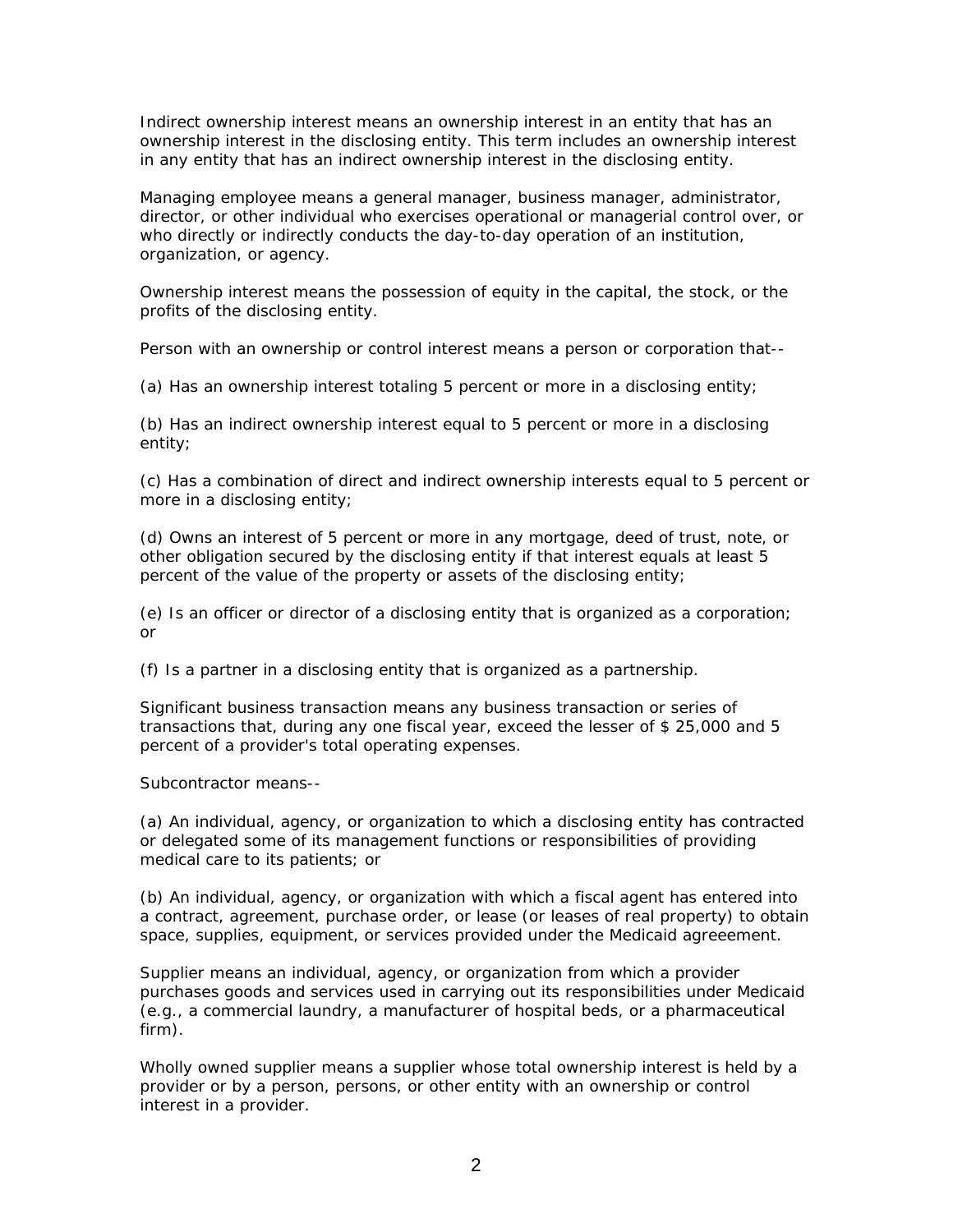Indirect ownership interest means an ownership interest in an entity that has an ownership interest in the disclosing entity. This term includes an ownership interest in any entity that has an indirect ownership interest in the disclosing entity.

Managing employee means a general manager, business manager, administrator, director, or other individual who exercises operational or managerial control over, or who directly or indirectly conducts the day-to-day operation of an institution, organization, or agency.

Ownership interest means the possession of equity in the capital, the stock, or the profits of the disclosing entity.

Person with an ownership or control interest means a person or corporation that--

(a) Has an ownership interest totaling 5 percent or more in a disclosing entity;

(b) Has an indirect ownership interest equal to 5 percent or more in a disclosing entity;

(c) Has a combination of direct and indirect ownership interests equal to 5 percent or more in a disclosing entity;

(d) Owns an interest of 5 percent or more in any mortgage, deed of trust, note, or other obligation secured by the disclosing entity if that interest equals at least 5 percent of the value of the property or assets of the disclosing entity;

(e) Is an officer or director of a disclosing entity that is organized as a corporation; or

(f) Is a partner in a disclosing entity that is organized as a partnership.

Significant business transaction means any business transaction or series of transactions that, during any one fiscal year, exceed the lesser of $ 25,000 and 5 percent of a provider's total operating expenses.

Subcontractor means--

(a) An individual, agency, or organization to which a disclosing entity has contracted or delegated some of its management functions or responsibilities of providing medical care to its patients; or

(b) An individual, agency, or organization with which a fiscal agent has entered into a contract, agreement, purchase order, or lease (or leases of real property) to obtain space, supplies, equipment, or services provided under the Medicaid agreeement.

Supplier means an individual, agency, or organization from which a provider purchases goods and services used in carrying out its responsibilities under Medicaid (e.g., a commercial laundry, a manufacturer of hospital beds, or a pharmaceutical firm).

Wholly owned supplier means a supplier whose total ownership interest is held by a provider or by a person, persons, or other entity with an ownership or control interest in a provider.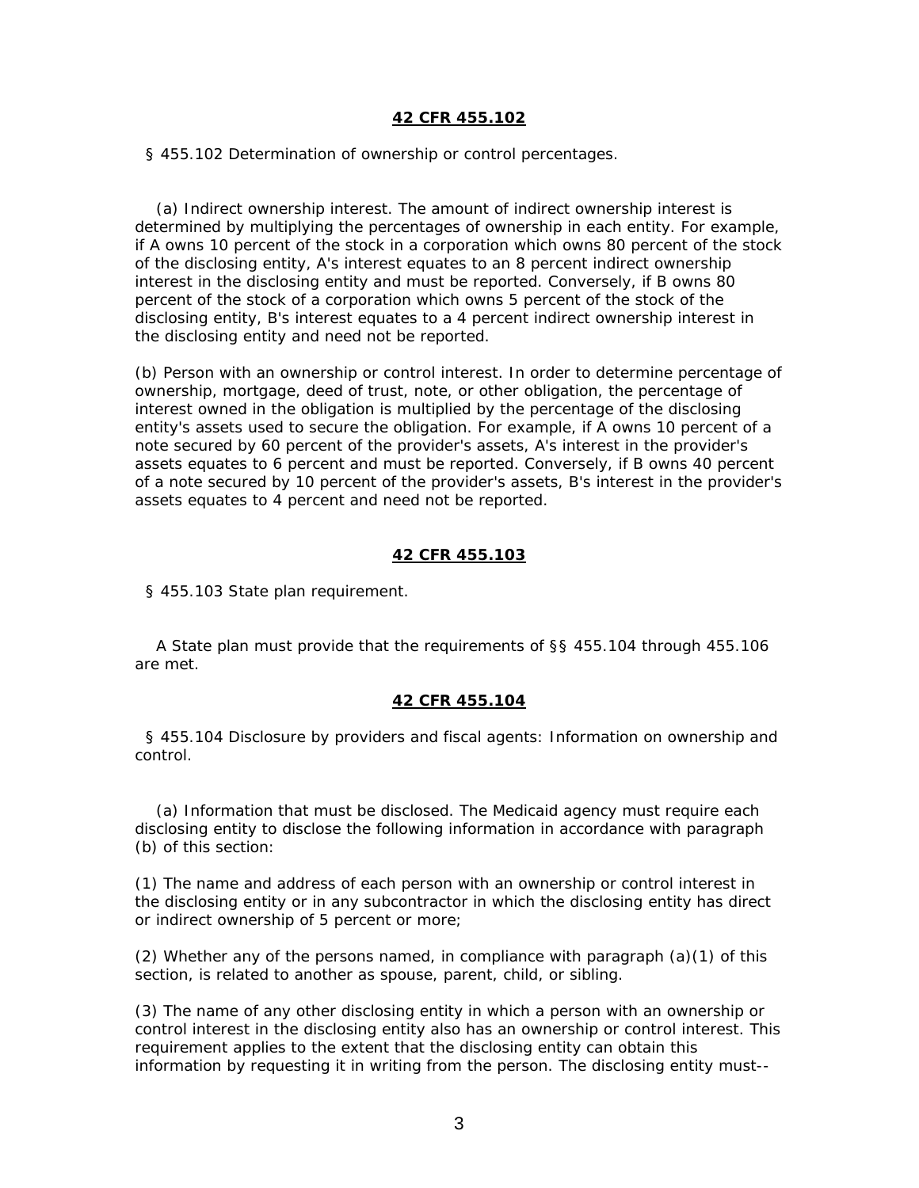## 42 CFR 455.102

§ 455.102 Determination of ownership or control percentages.

(a) Indirect ownership interest. The amount of indirect ownership interest is determined by multiplying the percentages of ownership in each entity. For example, if A owns 10 percent of the stock in a corporation which owns 80 percent of the stock of the disclosing entity, A's interest equates to an 8 percent indirect ownership interest in the disclosing entity and must be reported. Conversely, if B owns 80 percent of the stock of a corporation which owns 5 percent of the stock of the disclosing entity, B's interest equates to a 4 percent indirect ownership interest in the disclosing entity and need not be reported.

(b) Person with an ownership or control interest. In order to determine percentage of ownership, mortgage, deed of trust, note, or other obligation, the percentage of interest owned in the obligation is multiplied by the percentage of the disclosing entity's assets used to secure the obligation. For example, if A owns 10 percent of a note secured by 60 percent of the provider's assets, A's interest in the provider's assets equates to 6 percent and must be reported. Conversely, if B owns 40 percent of a note secured by 10 percent of the provider's assets, B's interest in the provider's assets equates to 4 percent and need not be reported.

## 42 CFR 455.103

§ 455.103 State plan requirement.

A State plan must provide that the requirements of §§ 455.104 through 455.106 are met.

## 42 CFR 455.104

§ 455.104 Disclosure by providers and fiscal agents: Information on ownership and control.

(a) Information that must be disclosed. The Medicaid agency must require each disclosing entity to disclose the following information in accordance with paragraph (b) of this section:

(1) The name and address of each person with an ownership or control interest in the disclosing entity or in any subcontractor in which the disclosing entity has direct or indirect ownership of 5 percent or more;

(2) Whether any of the persons named, in compliance with paragraph (a)(1) of this section, is related to another as spouse, parent, child, or sibling.

(3) The name of any other disclosing entity in which a person with an ownership or control interest in the disclosing entity also has an ownership or control interest. This requirement applies to the extent that the disclosing entity can obtain this information by requesting it in writing from the person. The disclosing entity must--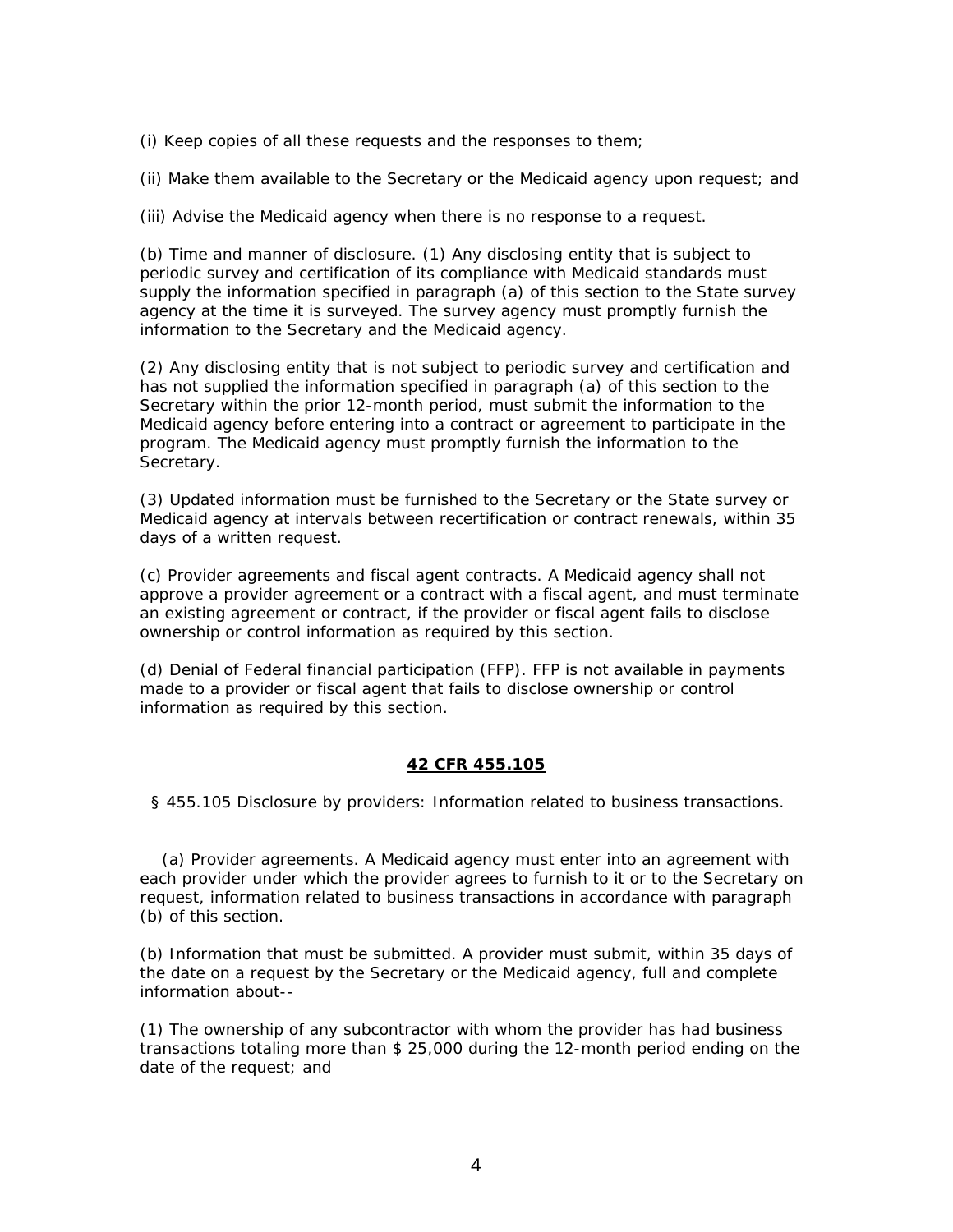(i) Keep copies of all these requests and the responses to them;

(ii) Make them available to the Secretary or the Medicaid agency upon request; and

(iii) Advise the Medicaid agency when there is no response to a request.

(b) Time and manner of disclosure. (1) Any disclosing entity that is subject to periodic survey and certification of its compliance with Medicaid standards must supply the information specified in paragraph (a) of this section to the State survey agency at the time it is surveyed. The survey agency must promptly furnish the information to the Secretary and the Medicaid agency.

(2) Any disclosing entity that is not subject to periodic survey and certification and has not supplied the information specified in paragraph (a) of this section to the Secretary within the prior 12-month period, must submit the information to the Medicaid agency before entering into a contract or agreement to participate in the program. The Medicaid agency must promptly furnish the information to the Secretary.

(3) Updated information must be furnished to the Secretary or the State survey or Medicaid agency at intervals between recertification or contract renewals, within 35 days of a written request.

(c) Provider agreements and fiscal agent contracts. A Medicaid agency shall not approve a provider agreement or a contract with a fiscal agent, and must terminate an existing agreement or contract, if the provider or fiscal agent fails to disclose ownership or control information as required by this section.

(d) Denial of Federal financial participation (FFP). FFP is not available in payments made to a provider or fiscal agent that fails to disclose ownership or control information as required by this section.

## **42 CFR 455.105**

§ 455.105 Disclosure by providers: Information related to business transactions.

(a) Provider agreements. A Medicaid agency must enter into an agreement with each provider under which the provider agrees to furnish to it or to the Secretary on request, information related to business transactions in accordance with paragraph (b) of this section.

(b) Information that must be submitted. A provider must submit, within 35 days of the date on a request by the Secretary or the Medicaid agency, full and complete information about--

(1) The ownership of any subcontractor with whom the provider has had business transactions totaling more than $ 25,000 during the 12-month period ending on the date of the request; and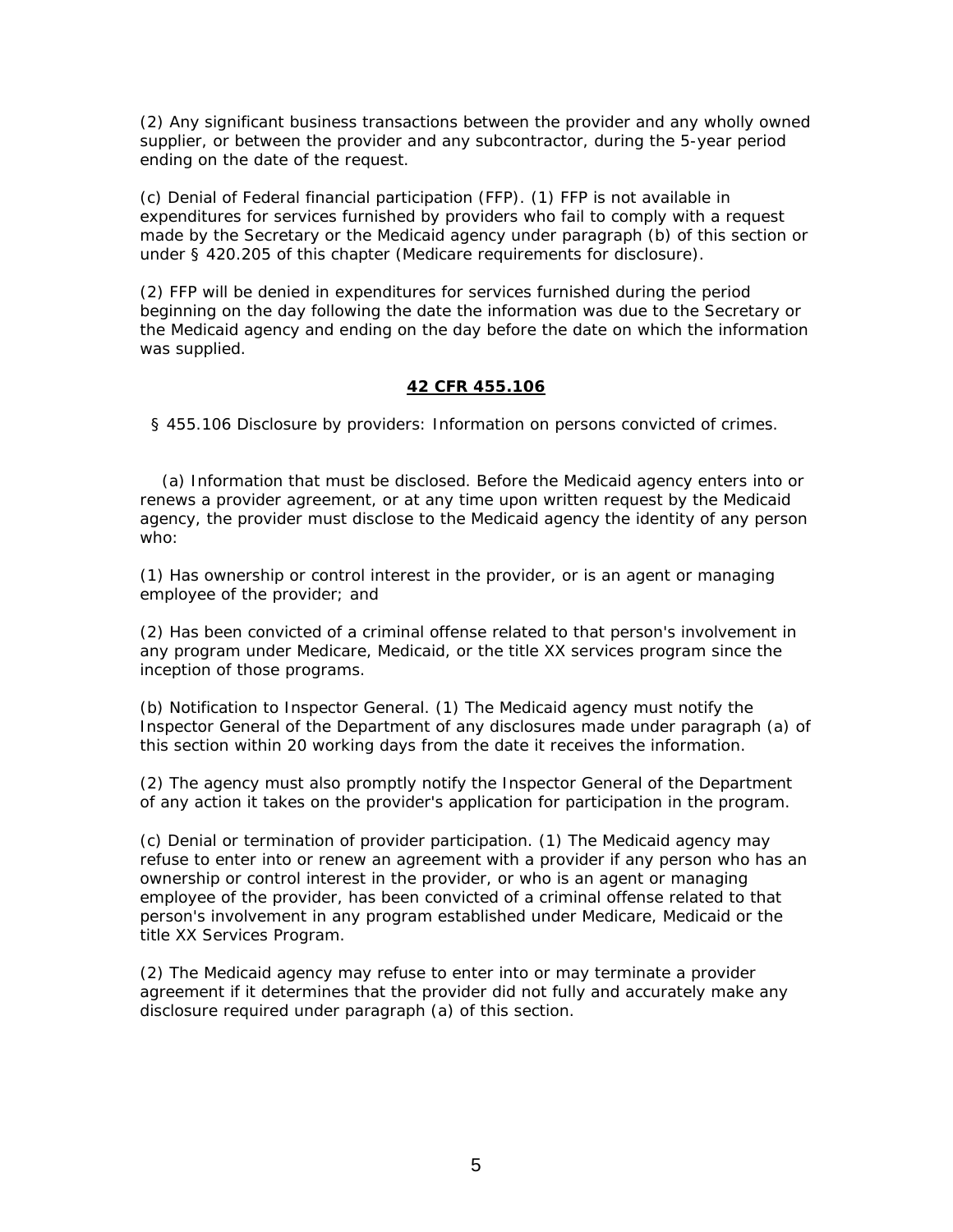(2) Any significant business transactions between the provider and any wholly owned supplier, or between the provider and any subcontractor, during the 5-year period ending on the date of the request.

(c) Denial of Federal financial participation (FFP). (1) FFP is not available in expenditures for services furnished by providers who fail to comply with a request made by the Secretary or the Medicaid agency under paragraph (b) of this section or under § 420.205 of this chapter (Medicare requirements for disclosure).

(2) FFP will be denied in expenditures for services furnished during the period beginning on the day following the date the information was due to the Secretary or the Medicaid agency and ending on the day before the date on which the information was supplied.

## 42 CFR 455.106

§ 455.106 Disclosure by providers: Information on persons convicted of crimes.

(a) Information that must be disclosed. Before the Medicaid agency enters into or renews a provider agreement, or at any time upon written request by the Medicaid agency, the provider must disclose to the Medicaid agency the identity of any person who:

(1) Has ownership or control interest in the provider, or is an agent or managing employee of the provider; and

(2) Has been convicted of a criminal offense related to that person's involvement in any program under Medicare, Medicaid, or the title XX services program since the inception of those programs.

(b) Notification to Inspector General. (1) The Medicaid agency must notify the Inspector General of the Department of any disclosures made under paragraph (a) of this section within 20 working days from the date it receives the information.

(2) The agency must also promptly notify the Inspector General of the Department of any action it takes on the provider's application for participation in the program.

(c) Denial or termination of provider participation. (1) The Medicaid agency may refuse to enter into or renew an agreement with a provider if any person who has an ownership or control interest in the provider, or who is an agent or managing employee of the provider, has been convicted of a criminal offense related to that person's involvement in any program established under Medicare, Medicaid or the title XX Services Program.

(2) The Medicaid agency may refuse to enter into or may terminate a provider agreement if it determines that the provider did not fully and accurately make any disclosure required under paragraph (a) of this section.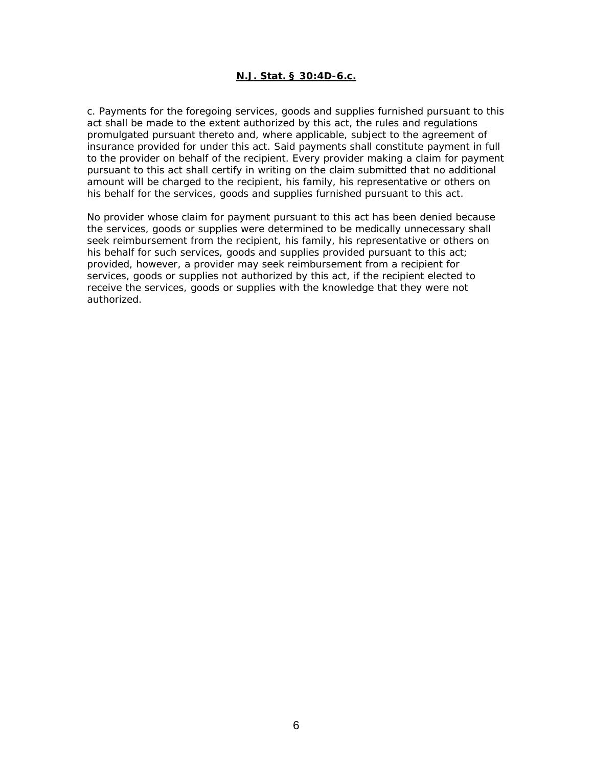**N.J. Stat. § 30:4D-6.c.**

c. Payments for the foregoing services, goods and supplies furnished pursuant to this act shall be made to the extent authorized by this act, the rules and regulations promulgated pursuant thereto and, where applicable, subject to the agreement of insurance provided for under this act. Said payments shall constitute payment in full to the provider on behalf of the recipient. Every provider making a claim for payment pursuant to this act shall certify in writing on the claim submitted that no additional amount will be charged to the recipient, his family, his representative or others on his behalf for the services, goods and supplies furnished pursuant to this act.

No provider whose claim for payment pursuant to this act has been denied because the services, goods or supplies were determined to be medically unnecessary shall seek reimbursement from the recipient, his family, his representative or others on his behalf for such services, goods and supplies provided pursuant to this act; provided, however, a provider may seek reimbursement from a recipient for services, goods or supplies not authorized by this act, if the recipient elected to receive the services, goods or supplies with the knowledge that they were not authorized.